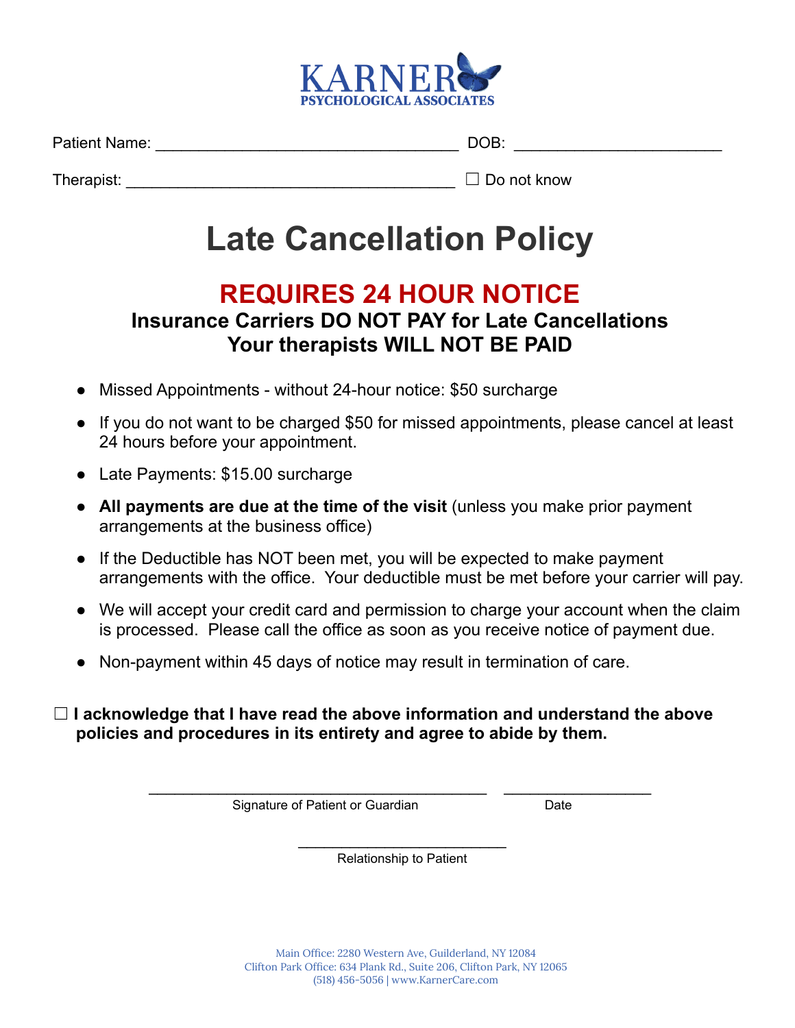KARNER
PSYCHOLOGICAL ASSOCIATES

Patient Name: ___________________________________ DOB: ________________________

Therapist: ______________________________________ ☐ Do not know

# Late Cancellation Policy

## REQUIRES 24 HOUR NOTICE

### Insurance Carriers DO NOT PAY for Late Cancellations
### Your therapists WILL NOT BE PAID

- Missed Appointments - without 24-hour notice: $50 surcharge
- If you do not want to be charged $50 for missed appointments, please cancel at least 24 hours before your appointment.
- Late Payments: $15.00 surcharge
- **All payments are due at the time of the visit** (unless you make prior payment arrangements at the business office)
- If the Deductible has NOT been met, you will be expected to make payment arrangements with the office. Your deductible must be met before your carrier will pay.
- We will accept your credit card and permission to charge your account when the claim is processed. Please call the office as soon as you receive notice of payment due.
- Non-payment within 45 days of notice may result in termination of care.

☐ **I acknowledge that I have read the above information and understand the above policies and procedures in its entirety and agree to abide by them.**

_________________________________________ __________________
Signature of Patient or Guardian Date

__________________________
Relationship to Patient

Main Office: 2280 Western Ave, Guilderland, NY 12084
Clifton Park Office: 634 Plank Rd., Suite 206, Clifton Park, NY 12065
(518) 456-5056 | www.KarnerCare.com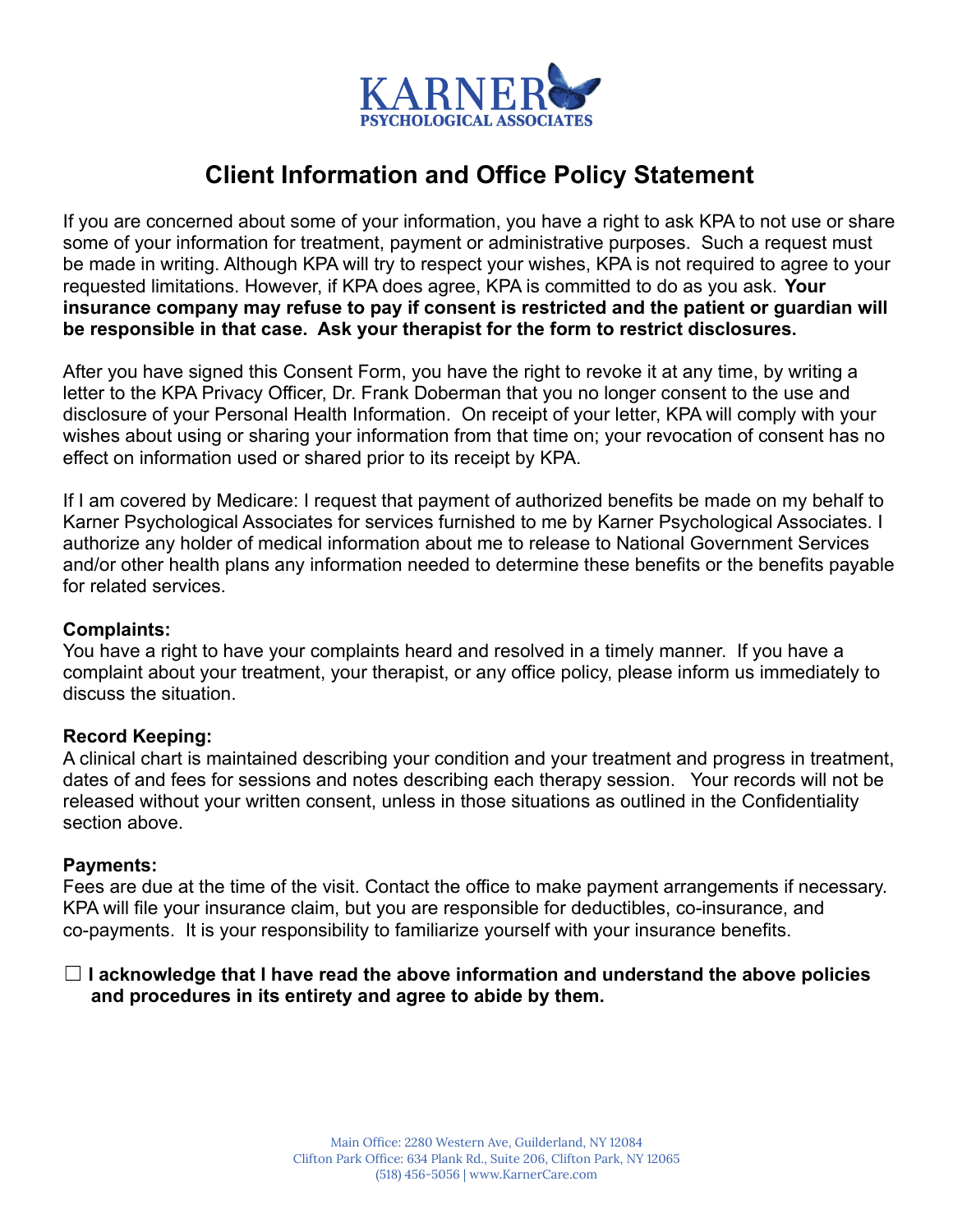KARNER
PSYCHOLOGICAL ASSOCIATES

# Client Information and Office Policy Statement

If you are concerned about some of your information, you have a right to ask KPA to not use or share some of your information for treatment, payment or administrative purposes. Such a request must be made in writing. Although KPA will try to respect your wishes, KPA is not required to agree to your requested limitations. However, if KPA does agree, KPA is committed to do as you ask. **Your insurance company may refuse to pay if consent is restricted and the patient or guardian will be responsible in that case. Ask your therapist for the form to restrict disclosures.**

After you have signed this Consent Form, you have the right to revoke it at any time, by writing a letter to the KPA Privacy Officer, Dr. Frank Doberman that you no longer consent to the use and disclosure of your Personal Health Information. On receipt of your letter, KPA will comply with your wishes about using or sharing your information from that time on; your revocation of consent has no effect on information used or shared prior to its receipt by KPA.

If I am covered by Medicare: I request that payment of authorized benefits be made on my behalf to Karner Psychological Associates for services furnished to me by Karner Psychological Associates. I authorize any holder of medical information about me to release to National Government Services and/or other health plans any information needed to determine these benefits or the benefits payable for related services.

**Complaints:**
You have a right to have your complaints heard and resolved in a timely manner. If you have a complaint about your treatment, your therapist, or any office policy, please inform us immediately to discuss the situation.

**Record Keeping:**
A clinical chart is maintained describing your condition and your treatment and progress in treatment, dates of and fees for sessions and notes describing each therapy session. Your records will not be released without your written consent, unless in those situations as outlined in the Confidentiality section above.

**Payments:**
Fees are due at the time of the visit. Contact the office to make payment arrangements if necessary. KPA will file your insurance claim, but you are responsible for deductibles, co-insurance, and co-payments. It is your responsibility to familiarize yourself with your insurance benefits.

☐ **I acknowledge that I have read the above information and understand the above policies and procedures in its entirety and agree to abide by them.**

Main Office: 2280 Western Ave, Guilderland, NY 12084
Clifton Park Office: 634 Plank Rd., Suite 206, Clifton Park, NY 12065
(518) 456-5056 | www.KarnerCare.com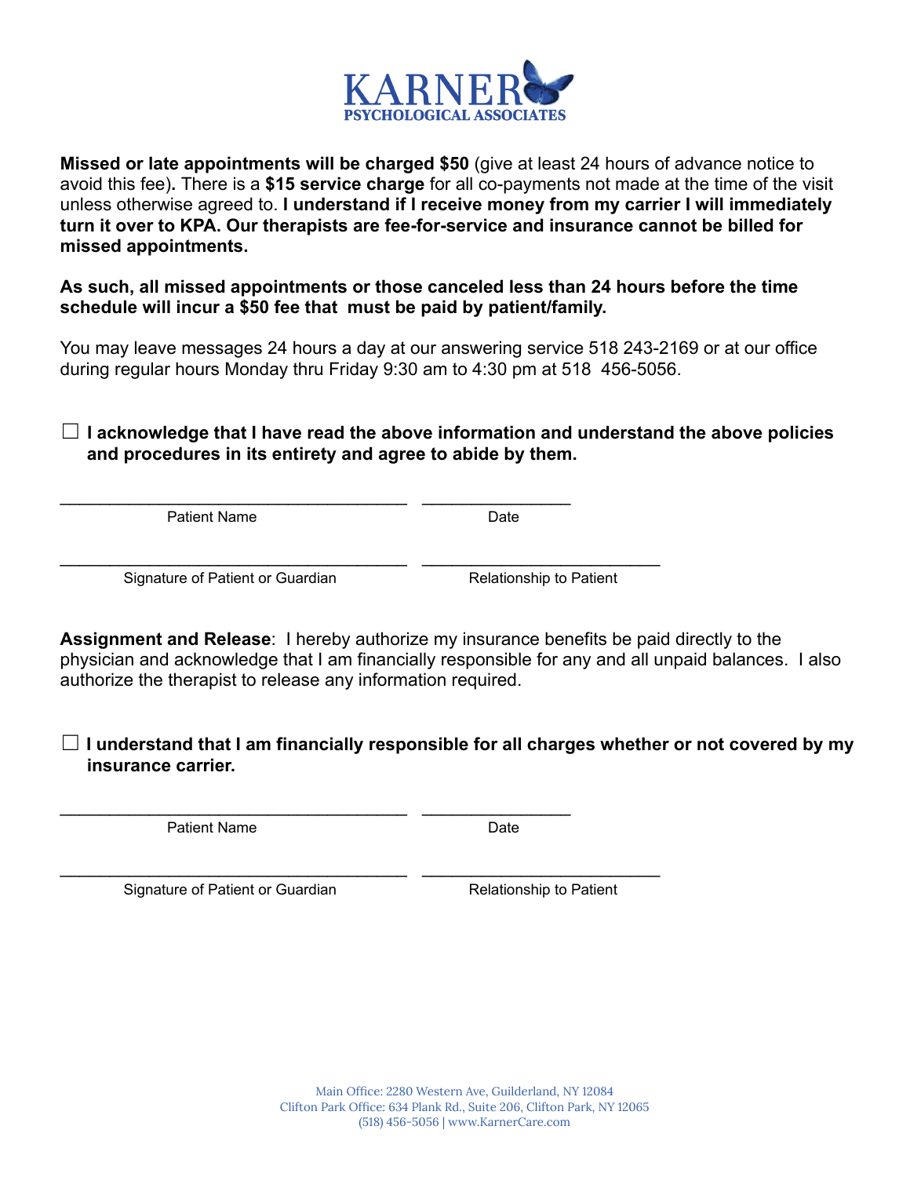**KARNER**
**PSYCHOLOGICAL ASSOCIATES**

**Missed or late appointments will be charged $50** (give at least 24 hours of advance notice to avoid this fee)**.** There is a **$15 service charge** for all co-payments not made at the time of the visit unless otherwise agreed to. **I understand if I receive money from my carrier I will immediately turn it over to KPA. Our therapists are fee-for-service and insurance cannot be billed for missed appointments.**

**As such, all missed appointments or those canceled less than 24 hours before the time schedule will incur a $50 fee that must be paid by patient/family.**

You may leave messages 24 hours a day at our answering service 518 243-2169 or at our office during regular hours Monday thru Friday 9:30 am to 4:30 pm at 518 456-5056.

☐ **I acknowledge that I have read the above information and understand the above policies and procedures in its entirety and agree to abide by them.**

________________________________________ ________________
Patient Name Date

________________________________________ ___________________________
Signature of Patient or Guardian Relationship to Patient

**Assignment and Release**: I hereby authorize my insurance benefits be paid directly to the physician and acknowledge that I am financially responsible for any and all unpaid balances. I also authorize the therapist to release any information required.

☐ **I understand that I am financially responsible for all charges whether or not covered by my insurance carrier.**

________________________________________ ________________
Patient Name Date

________________________________________ ___________________________
Signature of Patient or Guardian Relationship to Patient

Main Office: 2280 Western Ave, Guilderland, NY 12084
Clifton Park Office: 634 Plank Rd., Suite 206, Clifton Park, NY 12065
(518) 456-5056 | www.KarnerCare.com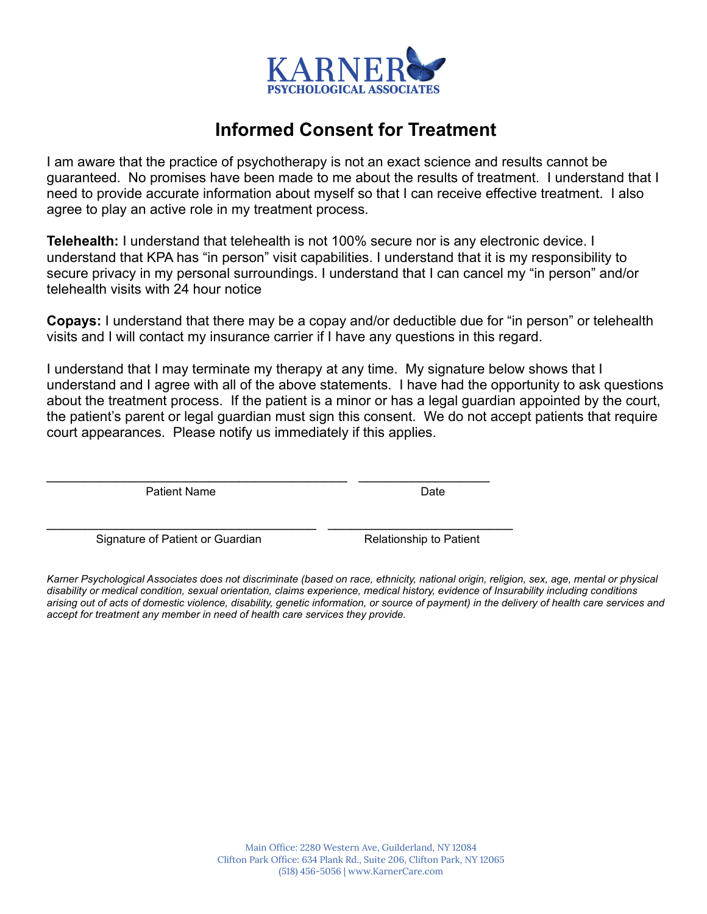KARNER
PSYCHOLOGICAL ASSOCIATES

# Informed Consent for Treatment

I am aware that the practice of psychotherapy is not an exact science and results cannot be guaranteed. No promises have been made to me about the results of treatment. I understand that I need to provide accurate information about myself so that I can receive effective treatment. I also agree to play an active role in my treatment process.

**Telehealth:** I understand that telehealth is not 100% secure nor is any electronic device. I understand that KPA has "in person" visit capabilities. I understand that it is my responsibility to secure privacy in my personal surroundings. I understand that I can cancel my "in person" and/or telehealth visits with 24 hour notice

**Copays:** I understand that there may be a copay and/or deductible due for "in person" or telehealth visits and I will contact my insurance carrier if I have any questions in this regard.

I understand that I may terminate my therapy at any time. My signature below shows that I understand and I agree with all of the above statements. I have had the opportunity to ask questions about the treatment process. If the patient is a minor or has a legal guardian appointed by the court, the patient's parent or legal guardian must sign this consent. We do not accept patients that require court appearances. Please notify us immediately if this applies.

\_\_\_\_\_\_\_\_\_\_\_\_\_\_\_\_\_\_\_\_\_\_\_\_\_\_\_\_\_\_\_\_\_\_\_\_\_\_\_\_ \_\_\_\_\_\_\_\_\_\_\_\_\_\_\_\_\_\_\_\_
Patient Name Date

\_\_\_\_\_\_\_\_\_\_\_\_\_\_\_\_\_\_\_\_\_\_\_\_\_\_\_\_\_\_\_\_\_\_\_\_\_\_\_\_ \_\_\_\_\_\_\_\_\_\_\_\_\_\_\_\_\_\_\_\_\_\_\_\_\_\_\_\_
Signature of Patient or Guardian Relationship to Patient

*Karner Psychological Associates does not discriminate (based on race, ethnicity, national origin, religion, sex, age, mental or physical disability or medical condition, sexual orientation, claims experience, medical history, evidence of Insurability including conditions arising out of acts of domestic violence, disability, genetic information, or source of payment) in the delivery of health care services and accept for treatment any member in need of health care services they provide.*

Main Office: 2280 Western Ave, Guilderland, NY 12084
Clifton Park Office: 634 Plank Rd., Suite 206, Clifton Park, NY 12065
(518) 456-5056 | www.KarnerCare.com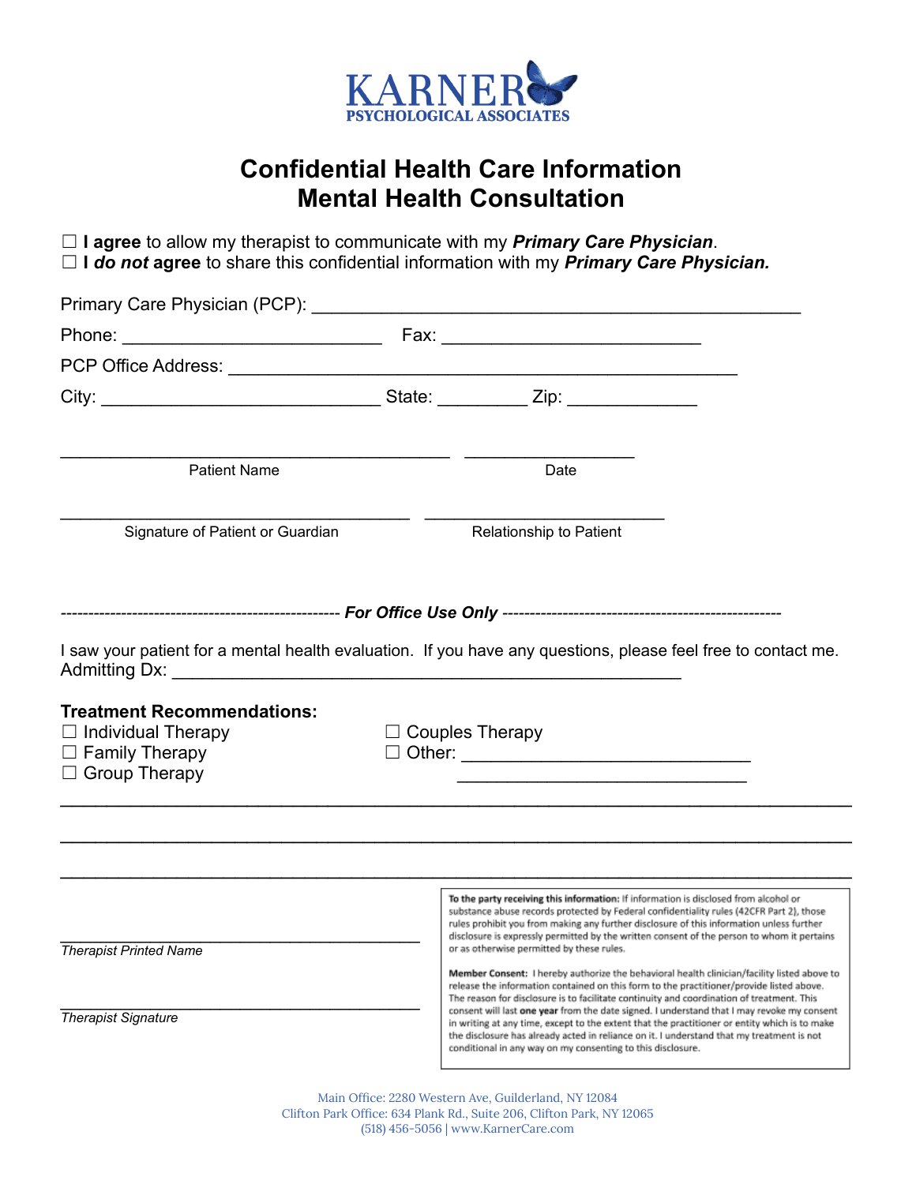KARNER
PSYCHOLOGICAL ASSOCIATES

# Confidential Health Care Information
# Mental Health Consultation

☐ **I agree** to allow my therapist to communicate with my ***Primary Care Physician***.
☐ **I *do not* agree** to share this confidential information with my ***Primary Care Physician.***

Primary Care Physician (PCP): ______________________________________________

Phone: __________________________ Fax: __________________________

PCP Office Address: ___________________________________________________

City: ____________________________ State: _________ Zip: _____________

_______________________________________ __________________
Patient Name Date

___________________________________ ________________________
Signature of Patient or Guardian Relationship to Patient

-------------------------------------------------- ***For Office Use Only*** --------------------------------------------------

I saw your patient for a mental health evaluation. If you have any questions, please feel free to contact me.
Admitting Dx: ___________________________________________________

**Treatment Recommendations:**

☐ Individual Therapy
☐ Family Therapy
☐ Group Therapy
☐ Couples Therapy
☐ Other: ______________________________
______________________________

________________________________________________________________________________

________________________________________________________________________________

________________________________________________________________________________

____________________________________
*Therapist Printed Name*

____________________________________
*Therapist Signature*

**To the party receiving this information:** If information is disclosed from alcohol or substance abuse records protected by Federal confidentiality rules (42CFR Part 2), those rules prohibit you from making any further disclosure of this information unless further disclosure is expressly permitted by the written consent of the person to whom it pertains or as otherwise permitted by these rules.

**Member Consent:** I hereby authorize the behavioral health clinician/facility listed above to release the information contained on this form to the practitioner/provide listed above. The reason for disclosure is to facilitate continuity and coordination of treatment. This consent will last **one year** from the date signed. I understand that I may revoke my consent in writing at any time, except to the extent that the practitioner or entity which is to make the disclosure has already acted in reliance on it. I understand that my treatment is not conditional in any way on my consenting to this disclosure.

Main Office: 2280 Western Ave, Guilderland, NY 12084
Clifton Park Office: 634 Plank Rd., Suite 206, Clifton Park, NY 12065
(518) 456-5056 | www.KarnerCare.com